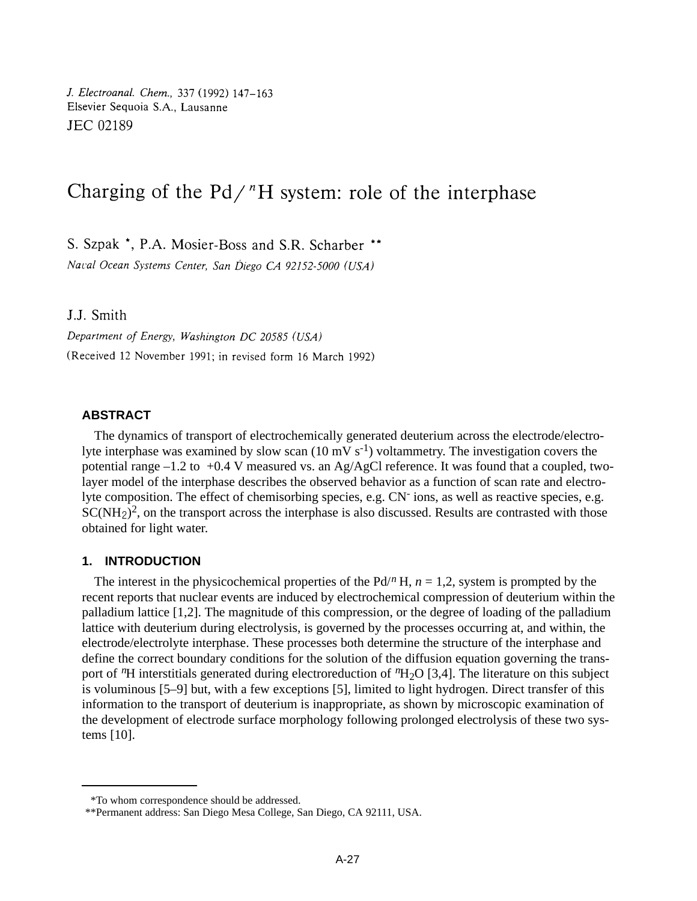*J. Electroanal. Chem.*, 337 (1992) 147–163
Elsevier Sequoia S.A., Lausanne
JEC 02189

# Charging of the Pd/$^n$H system: role of the interphase

S. Szpak *, P.A. Mosier-Boss and S.R. Scharber **

*Naval Ocean Systems Center, San Diego CA 92152-5000 (USA)*

J.J. Smith

*Department of Energy, Washington DC 20585 (USA)*

(Received 12 November 1991; in revised form 16 March 1992)

## ABSTRACT

The dynamics of transport of electrochemically generated deuterium across the electrode/electrolyte interphase was examined by slow scan (10 mV $s^{-1}$) voltammetry. The investigation covers the potential range –1.2 to +0.4 V measured vs. an Ag/AgCl reference. It was found that a coupled, two-layer model of the interphase describes the observed behavior as a function of scan rate and electrolyte composition. The effect of chemisorbing species, e.g. $CN^-$ ions, as well as reactive species, e.g. $SC(NH_2)^2$, on the transport across the interphase is also discussed. Results are contrasted with those obtained for light water.

## 1. INTRODUCTION

The interest in the physicochemical properties of the Pd/$^n$H, $n$ = 1,2, system is prompted by the recent reports that nuclear events are induced by electrochemical compression of deuterium within the palladium lattice [1,2]. The magnitude of this compression, or the degree of loading of the palladium lattice with deuterium during electrolysis, is governed by the processes occurring at, and within, the electrode/electrolyte interphase. These processes both determine the structure of the interphase and define the correct boundary conditions for the solution of the diffusion equation governing the transport of $^n$H interstitials generated during electroreduction of $^nH_2O$ [3,4]. The literature on this subject is voluminous [5–9] but, with a few exceptions [5], limited to light hydrogen. Direct transfer of this information to the transport of deuterium is inappropriate, as shown by microscopic examination of the development of electrode surface morphology following prolonged electrolysis of these two systems [10].

*To whom correspondence should be addressed.

**Permanent address: San Diego Mesa College, San Diego, CA 92111, USA.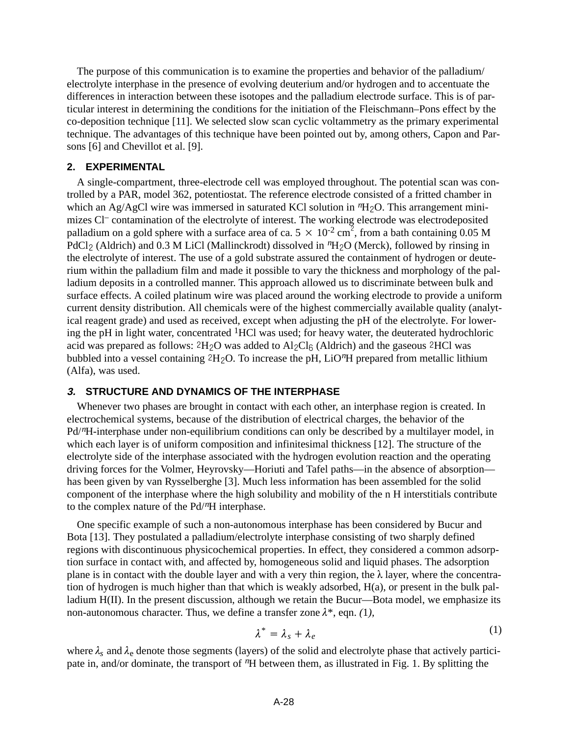The purpose of this communication is to examine the properties and behavior of the palladium/electrolyte interphase in the presence of evolving deuterium and/or hydrogen and to accentuate the differences in interaction between these isotopes and the palladium electrode surface. This is of particular interest in determining the conditions for the initiation of the Fleischmann–Pons effect by the co-deposition technique [11]. We selected slow scan cyclic voltammetry as the primary experimental technique. The advantages of this technique have been pointed out by, among others, Capon and Parsons [6] and Chevillot et al. [9].

## 2. EXPERIMENTAL

A single-compartment, three-electrode cell was employed throughout. The potential scan was controlled by a PAR, model 362, potentiostat. The reference electrode consisted of a fritted chamber in which an Ag/AgCl wire was immersed in saturated KCl solution in $^{n}H_2O$. This arrangement minimizes $Cl^-$ contamination of the electrolyte of interest. The working electrode was electrodeposited palladium on a gold sphere with a surface area of ca. $5 \times 10^{-2}$ cm$^2$, from a bath containing 0.05 M $PdCl_2$ (Aldrich) and 0.3 M LiCl (Mallinckrodt) dissolved in $^{n}H_2O$ (Merck), followed by rinsing in the electrolyte of interest. The use of a gold substrate assured the containment of hydrogen or deuterium within the palladium film and made it possible to vary the thickness and morphology of the palladium deposits in a controlled manner. This approach allowed us to discriminate between bulk and surface effects. A coiled platinum wire was placed around the working electrode to provide a uniform current density distribution. All chemicals were of the highest commercially available quality (analytical reagent grade) and used as received, except when adjusting the pH of the electrolyte. For lowering the pH in light water, concentrated $^{1}HCl$ was used; for heavy water, the deuterated hydrochloric acid was prepared as follows: $^{2}H_2O$ was added to $Al_2Cl_6$ (Aldrich) and the gaseous $^{2}HCl$ was bubbled into a vessel containing $^{2}H_2O$. To increase the pH, $LiO^{n}H$ prepared from metallic lithium (Alfa), was used.

## 3. STRUCTURE AND DYNAMICS OF THE INTERPHASE

Whenever two phases are brought in contact with each other, an interphase region is created. In electrochemical systems, because of the distribution of electrical charges, the behavior of the Pd/$^{n}$H-interphase under non-equilibrium conditions can only be described by a multilayer model, in which each layer is of uniform composition and infinitesimal thickness [12]. The structure of the electrolyte side of the interphase associated with the hydrogen evolution reaction and the operating driving forces for the Volmer, Heyrovsky—Horiuti and Tafel paths—in the absence of absorption—has been given by van Rysselberghe [3]. Much less information has been assembled for the solid component of the interphase where the high solubility and mobility of the n H interstitials contribute to the complex nature of the Pd/$^{n}$H interphase.

One specific example of such a non-autonomous interphase has been considered by Bucur and Bota [13]. They postulated a palladium/electrolyte interphase consisting of two sharply defined regions with discontinuous physicochemical properties. In effect, they considered a common adsorption surface in contact with, and affected by, homogeneous solid and liquid phases. The adsorption plane is in contact with the double layer and with a very thin region, the λ layer, where the concentration of hydrogen is much higher than that which is weakly adsorbed, H(a), or present in the bulk palladium H(II). In the present discussion, although we retain the Bucur—Bota model, we emphasize its non-autonomous character. Thus, we define a transfer zone $\lambda^*$, eqn. *(1)*,

$$\lambda^* = \lambda_s + \lambda_e \tag{1}$$

where $\lambda_s$ and $\lambda_e$ denote those segments (layers) of the solid and electrolyte phase that actively participate in, and/or dominate, the transport of $^{n}$H between them, as illustrated in Fig. 1. By splitting the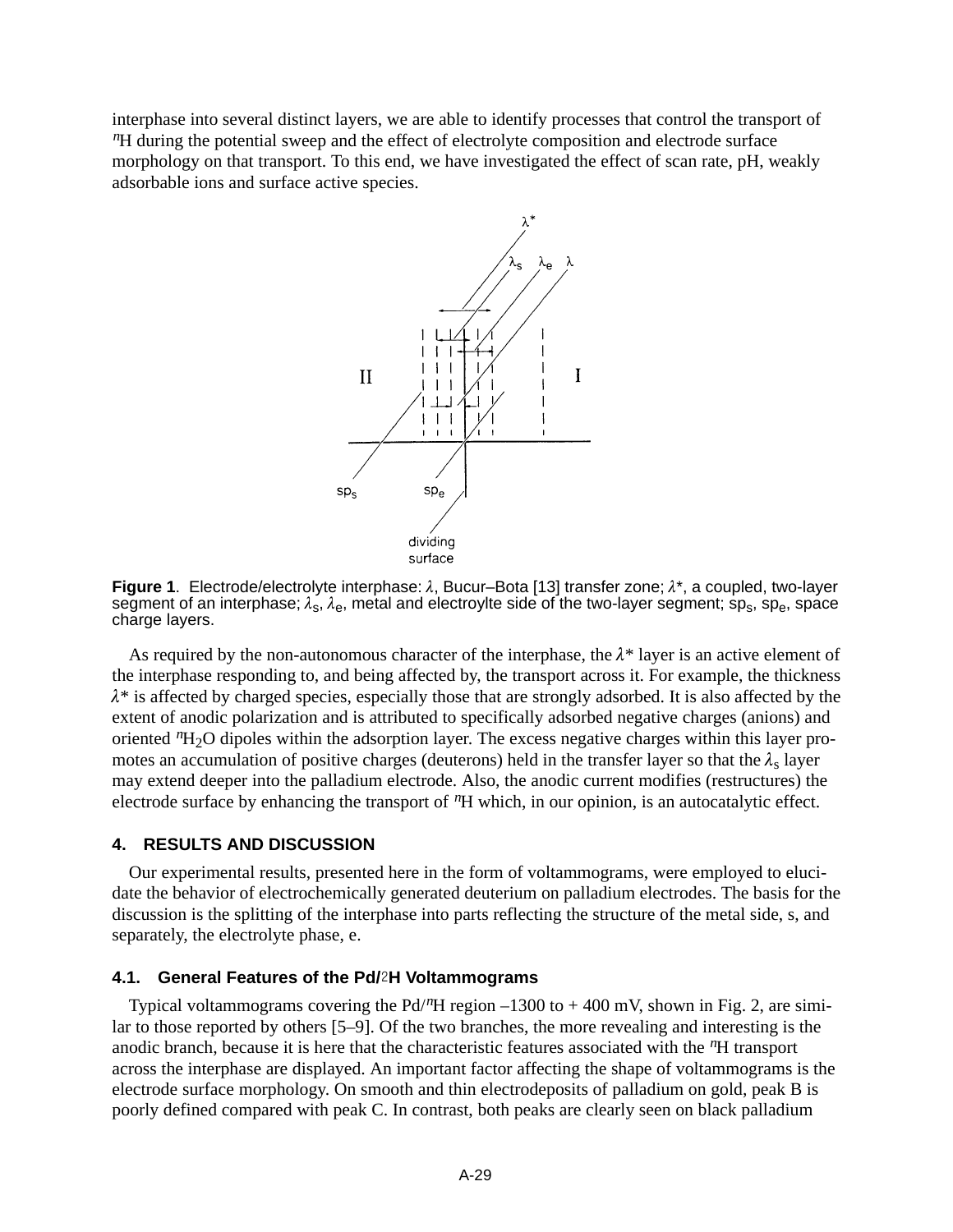interphase into several distinct layers, we are able to identify processes that control the transport of $^{n}$H during the potential sweep and the effect of electrolyte composition and electrode surface morphology on that transport. To this end, we have investigated the effect of scan rate, pH, weakly adsorbable ions and surface active species.

**Figure 1**. Electrode/electrolyte interphase: $\lambda$, Bucur–Bota [13] transfer zone; $\lambda^*$, a coupled, two-layer segment of an interphase; $\lambda_s$, $\lambda_e$, metal and electroylte side of the two-layer segment; $sp_s$, $sp_e$, space charge layers.

As required by the non-autonomous character of the interphase, the $\lambda^*$ layer is an active element of the interphase responding to, and being affected by, the transport across it. For example, the thickness $\lambda^*$ is affected by charged species, especially those that are strongly adsorbed. It is also affected by the extent of anodic polarization and is attributed to specifically adsorbed negative charges (anions) and oriented $^{n}H_2O$ dipoles within the adsorption layer. The excess negative charges within this layer promotes an accumulation of positive charges (deuterons) held in the transfer layer so that the $\lambda_s$ layer may extend deeper into the palladium electrode. Also, the anodic current modifies (restructures) the electrode surface by enhancing the transport of $^{n}$H which, in our opinion, is an autocatalytic effect.

## 4. RESULTS AND DISCUSSION

Our experimental results, presented here in the form of voltammograms, were employed to elucidate the behavior of electrochemically generated deuterium on palladium electrodes. The basis for the discussion is the splitting of the interphase into parts reflecting the structure of the metal side, s, and separately, the electrolyte phase, e.

### 4.1. General Features of the Pd/$^{2}$H Voltammograms

Typical voltammograms covering the Pd/$^{n}$H region –1300 to + 400 mV, shown in Fig. 2, are similar to those reported by others [5–9]. Of the two branches, the more revealing and interesting is the anodic branch, because it is here that the characteristic features associated with the $^{n}$H transport across the interphase are displayed. An important factor affecting the shape of voltammograms is the electrode surface morphology. On smooth and thin electrodeposits of palladium on gold, peak B is poorly defined compared with peak C. In contrast, both peaks are clearly seen on black palladium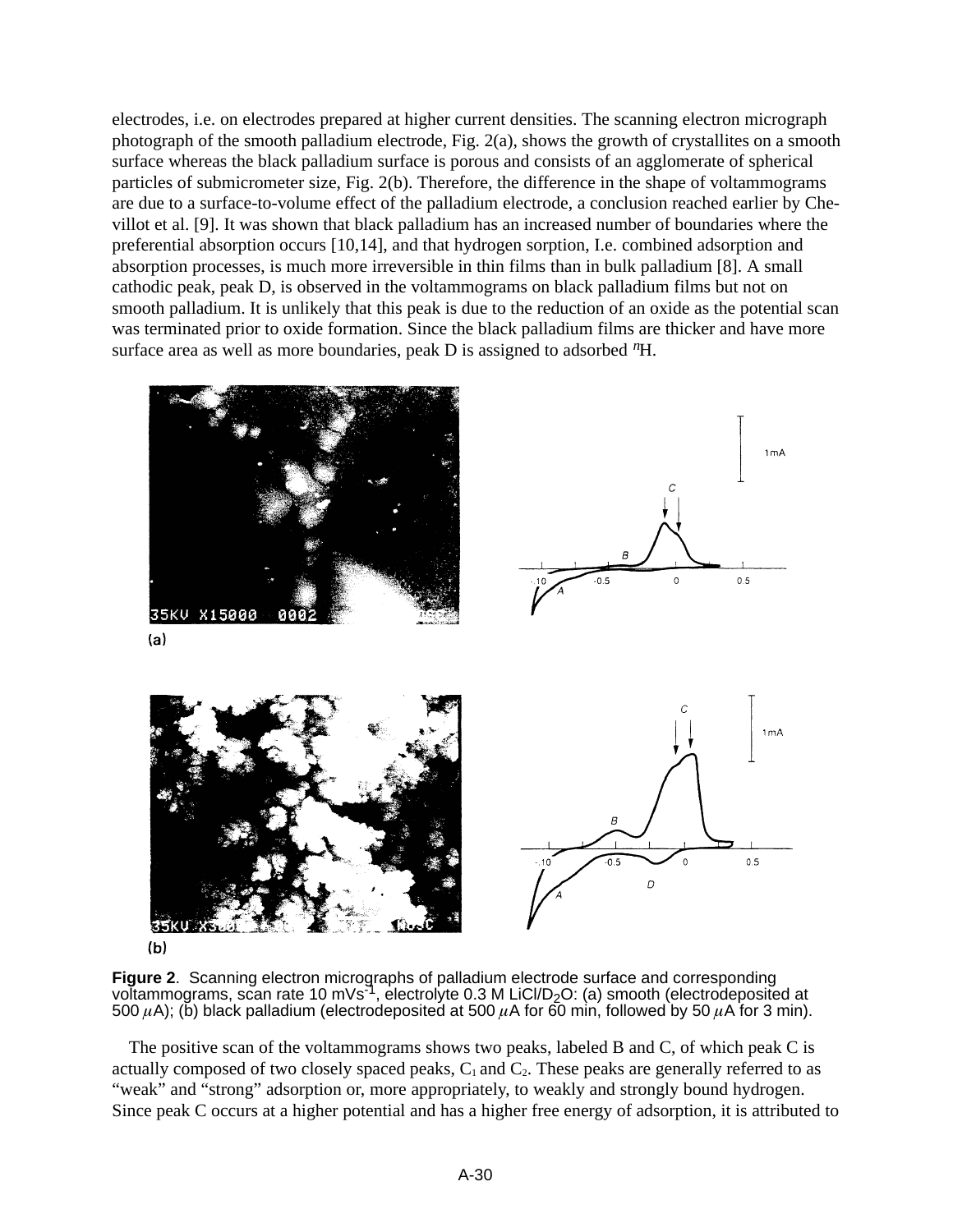electrodes, i.e. on electrodes prepared at higher current densities. The scanning electron micrograph photograph of the smooth palladium electrode, Fig. 2(a), shows the growth of crystallites on a smooth surface whereas the black palladium surface is porous and consists of an agglomerate of spherical particles of submicrometer size, Fig. 2(b). Therefore, the difference in the shape of voltammograms are due to a surface-to-volume effect of the palladium electrode, a conclusion reached earlier by Chevillot et al. [9]. It was shown that black palladium has an increased number of boundaries where the preferential absorption occurs [10,14], and that hydrogen sorption, I.e. combined adsorption and absorption processes, is much more irreversible in thin films than in bulk palladium [8]. A small cathodic peak, peak D, is observed in the voltammograms on black palladium films but not on smooth palladium. It is unlikely that this peak is due to the reduction of an oxide as the potential scan was terminated prior to oxide formation. Since the black palladium films are thicker and have more surface area as well as more boundaries, peak D is assigned to adsorbed $^{n}$H.

**Figure 2**. Scanning electron micrographs of palladium electrode surface and corresponding voltammograms, scan rate 10 $mVs^{-1}$, electrolyte 0.3 M $LiCl/D_2O$: (a) smooth (electrodeposited at 500 $\mu$A); (b) black palladium (electrodeposited at 500 $\mu$A for 60 min, followed by 50 $\mu$A for 3 min).

The positive scan of the voltammograms shows two peaks, labeled B and C, of which peak C is actually composed of two closely spaced peaks, $C_1$ and $C_2$. These peaks are generally referred to as "weak" and "strong" adsorption or, more appropriately, to weakly and strongly bound hydrogen. Since peak C occurs at a higher potential and has a higher free energy of adsorption, it is attributed to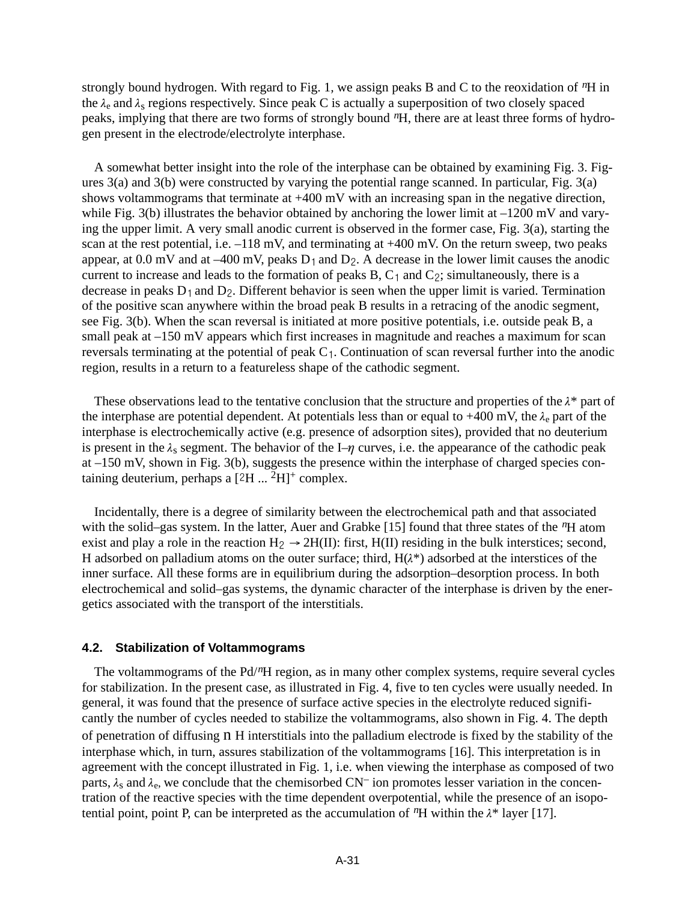strongly bound hydrogen. With regard to Fig. 1, we assign peaks B and C to the reoxidation of $^{n}$H in the $\lambda_e$ and $\lambda_s$ regions respectively. Since peak C is actually a superposition of two closely spaced peaks, implying that there are two forms of strongly bound $^{n}$H, there are at least three forms of hydrogen present in the electrode/electrolyte interphase.

A somewhat better insight into the role of the interphase can be obtained by examining Fig. 3. Figures 3(a) and 3(b) were constructed by varying the potential range scanned. In particular, Fig. 3(a) shows voltammograms that terminate at +400 mV with an increasing span in the negative direction, while Fig. 3(b) illustrates the behavior obtained by anchoring the lower limit at –1200 mV and varying the upper limit. A very small anodic current is observed in the former case, Fig. 3(a), starting the scan at the rest potential, i.e. –118 mV, and terminating at +400 mV. On the return sweep, two peaks appear, at 0.0 mV and at –400 mV, peaks $D_1$ and $D_2$. A decrease in the lower limit causes the anodic current to increase and leads to the formation of peaks B, $C_1$ and $C_2$; simultaneously, there is a decrease in peaks $D_1$ and $D_2$. Different behavior is seen when the upper limit is varied. Termination of the positive scan anywhere within the broad peak B results in a retracing of the anodic segment, see Fig. 3(b). When the scan reversal is initiated at more positive potentials, i.e. outside peak B, a small peak at –150 mV appears which first increases in magnitude and reaches a maximum for scan reversals terminating at the potential of peak $C_1$. Continuation of scan reversal further into the anodic region, results in a return to a featureless shape of the cathodic segment.

These observations lead to the tentative conclusion that the structure and properties of the $\lambda^*$ part of the interphase are potential dependent. At potentials less than or equal to +400 mV, the $\lambda_e$ part of the interphase is electrochemically active (e.g. presence of adsorption sites), provided that no deuterium is present in the $\lambda_s$ segment. The behavior of the I–$\eta$ curves, i.e. the appearance of the cathodic peak at –150 mV, shown in Fig. 3(b), suggests the presence within the interphase of charged species containing deuterium, perhaps a $[^{2}H \ldots {}^{2}H]^{+}$ complex.

Incidentally, there is a degree of similarity between the electrochemical path and that associated with the solid–gas system. In the latter, Auer and Grabke [15] found that three states of the $^{n}$H atom exist and play a role in the reaction $H_2 \rightarrow 2H(II)$: first, H(II) residing in the bulk interstices; second, H adsorbed on palladium atoms on the outer surface; third, H($\lambda^*$) adsorbed at the interstices of the inner surface. All these forms are in equilibrium during the adsorption–desorption process. In both electrochemical and solid–gas systems, the dynamic character of the interphase is driven by the energetics associated with the transport of the interstitials.

### 4.2. Stabilization of Voltammograms

The voltammograms of the Pd/$^{n}$H region, as in many other complex systems, require several cycles for stabilization. In the present case, as illustrated in Fig. 4, five to ten cycles were usually needed. In general, it was found that the presence of surface active species in the electrolyte reduced significantly the number of cycles needed to stabilize the voltammograms, also shown in Fig. 4. The depth of penetration of diffusing n H interstitials into the palladium electrode is fixed by the stability of the interphase which, in turn, assures stabilization of the voltammograms [16]. This interpretation is in agreement with the concept illustrated in Fig. 1, i.e. when viewing the interphase as composed of two parts, $\lambda_s$ and $\lambda_e$, we conclude that the chemisorbed $CN^-$ ion promotes lesser variation in the concentration of the reactive species with the time dependent overpotential, while the presence of an isopotential point, point P, can be interpreted as the accumulation of $^{n}$H within the $\lambda^*$ layer [17].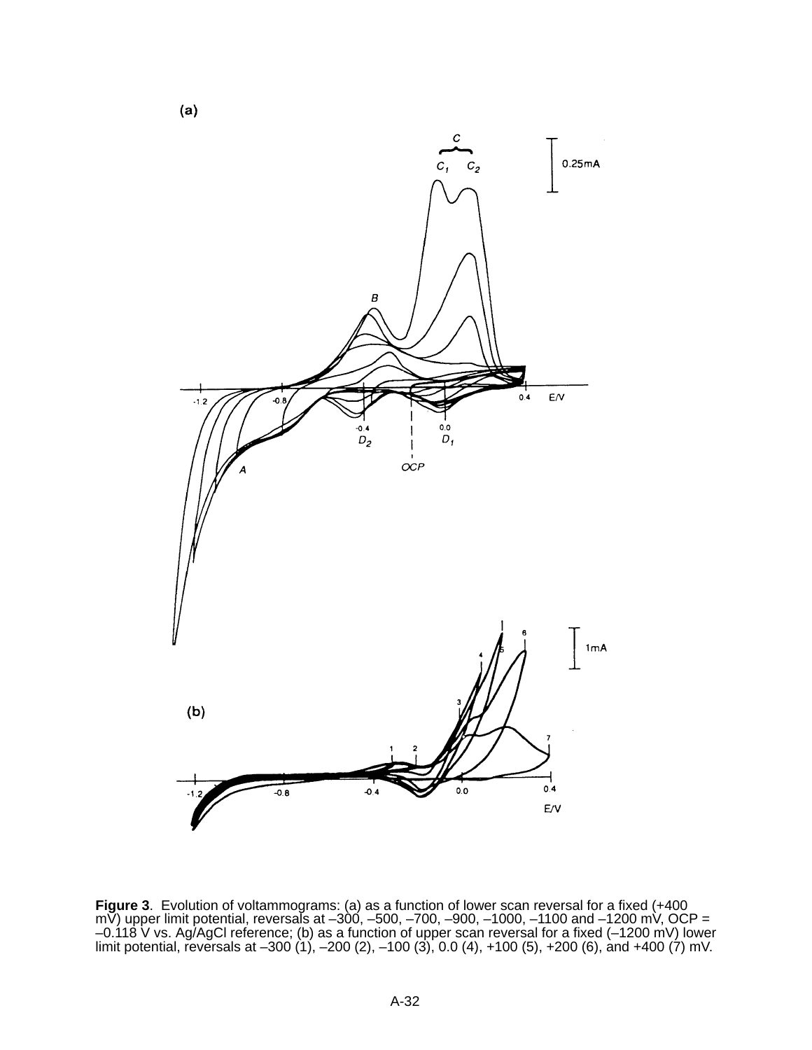**Figure 3**. Evolution of voltammograms: (a) as a function of lower scan reversal for a fixed (+400 mV) upper limit potential, reversals at –300, –500, –700, –900, –1000, –1100 and –1200 mV, OCP = –0.118 V vs. Ag/AgCl reference; (b) as a function of upper scan reversal for a fixed (–1200 mV) lower limit potential, reversals at –300 (1), –200 (2), –100 (3), 0.0 (4), +100 (5), +200 (6), and +400 (7) mV.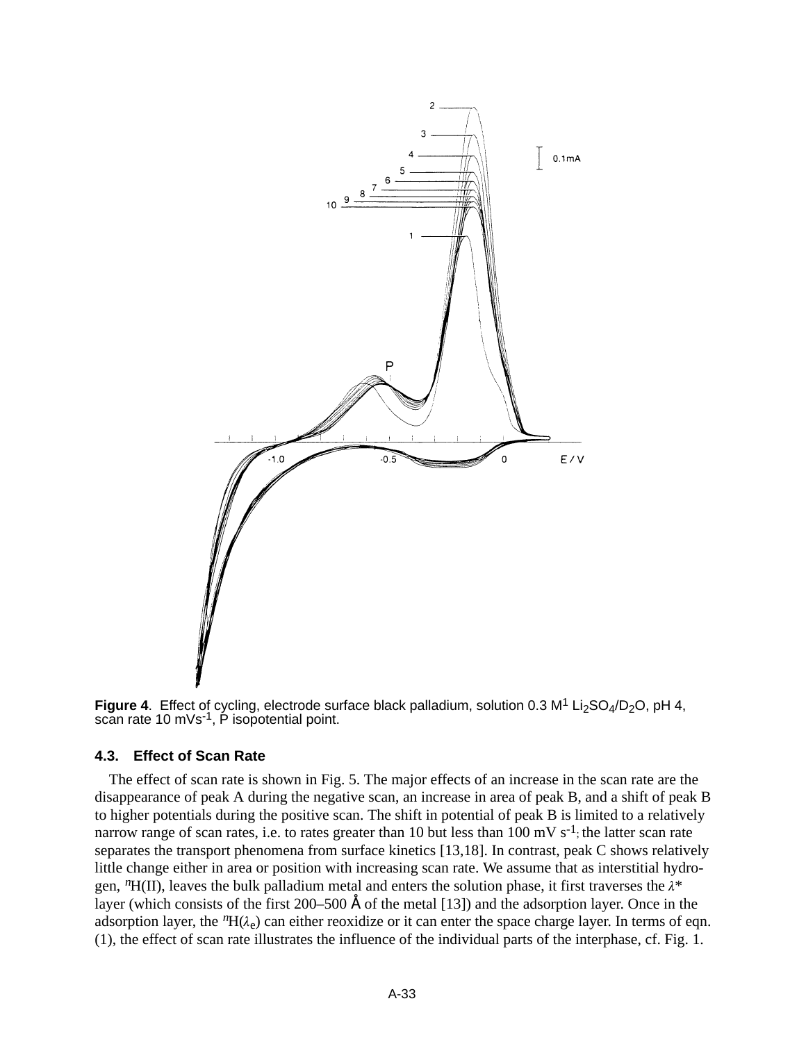**Figure 4**. Effect of cycling, electrode surface black palladium, solution 0.3 M[1] $Li_2SO_4/D_2O$, pH 4, scan rate 10 $mVs^{-1}$, P isopotential point.

### 4.3. Effect of Scan Rate

The effect of scan rate is shown in Fig. 5. The major effects of an increase in the scan rate are the disappearance of peak A during the negative scan, an increase in area of peak B, and a shift of peak B to higher potentials during the positive scan. The shift in potential of peak B is limited to a relatively narrow range of scan rates, i.e. to rates greater than 10 but less than 100 mV $s^{-1}$; the latter scan rate separates the transport phenomena from surface kinetics [13,18]. In contrast, peak C shows relatively little change either in area or position with increasing scan rate. We assume that as interstitial hydrogen, $^{n}$H(II), leaves the bulk palladium metal and enters the solution phase, it first traverses the $\lambda$* layer (which consists of the first 200–500 Å of the metal [13]) and the adsorption layer. Once in the adsorption layer, the $^{n}$H($\lambda_e$) can either reoxidize or it can enter the space charge layer. In terms of eqn. (1), the effect of scan rate illustrates the influence of the individual parts of the interphase, cf. Fig. 1.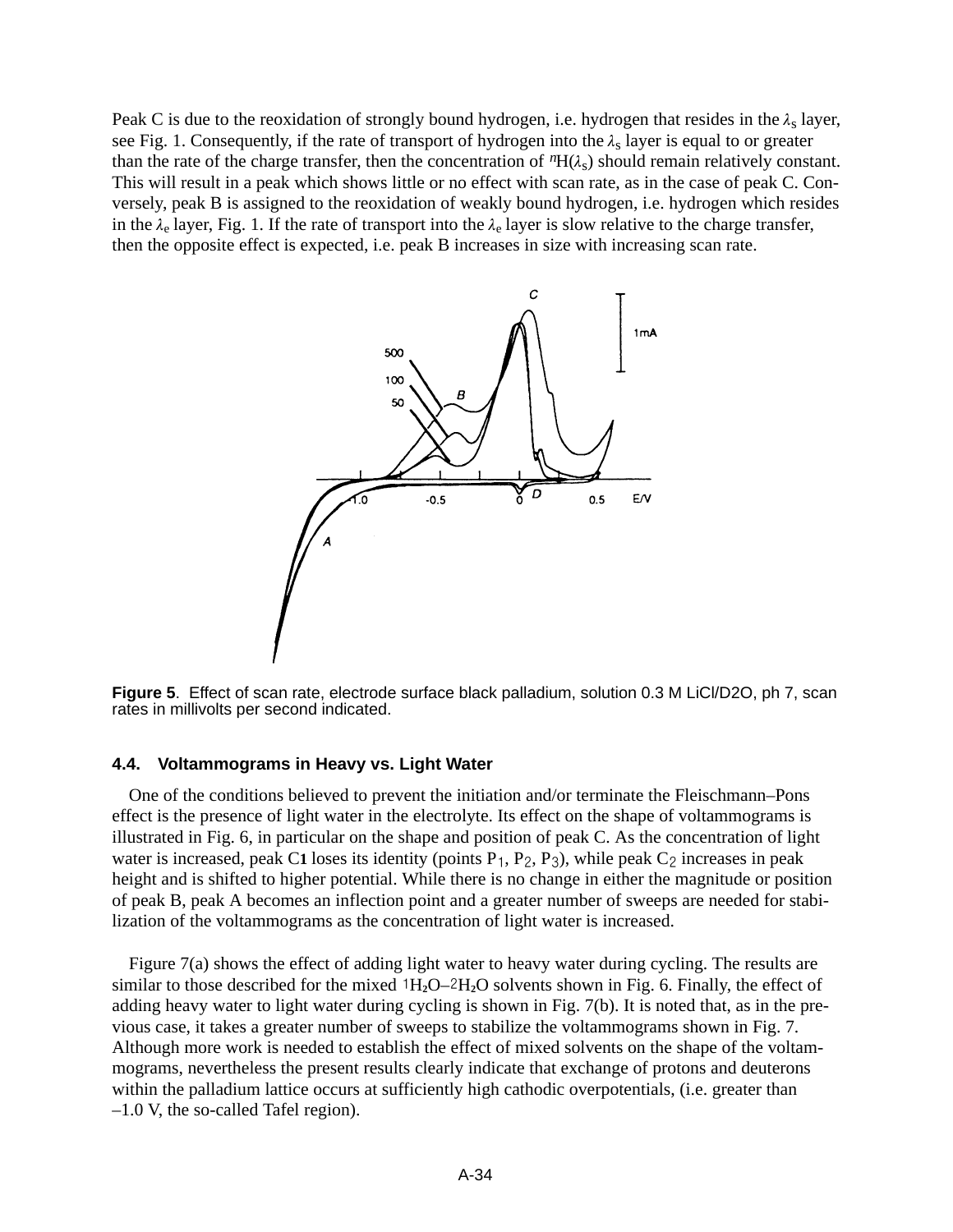Peak C is due to the reoxidation of strongly bound hydrogen, i.e. hydrogen that resides in the $\lambda_s$ layer, see Fig. 1. Consequently, if the rate of transport of hydrogen into the $\lambda_s$ layer is equal to or greater than the rate of the charge transfer, then the concentration of $^nH(\lambda_s)$ should remain relatively constant. This will result in a peak which shows little or no effect with scan rate, as in the case of peak C. Conversely, peak B is assigned to the reoxidation of weakly bound hydrogen, i.e. hydrogen which resides in the $\lambda_e$ layer, Fig. 1. If the rate of transport into the $\lambda_e$ layer is slow relative to the charge transfer, then the opposite effect is expected, i.e. peak B increases in size with increasing scan rate.

**Figure 5**. Effect of scan rate, electrode surface black palladium, solution 0.3 M LiCl/D2O, ph 7, scan rates in millivolts per second indicated.

### 4.4. Voltammograms in Heavy vs. Light Water

One of the conditions believed to prevent the initiation and/or terminate the Fleischmann–Pons effect is the presence of light water in the electrolyte. Its effect on the shape of voltammograms is illustrated in Fig. 6, in particular on the shape and position of peak C. As the concentration of light water is increased, peak $C_1$ loses its identity (points $P_1$, $P_2$, $P_3$), while peak $C_2$ increases in peak height and is shifted to higher potential. While there is no change in either the magnitude or position of peak B, peak A becomes an inflection point and a greater number of sweeps are needed for stabilization of the voltammograms as the concentration of light water is increased.

Figure 7(a) shows the effect of adding light water to heavy water during cycling. The results are similar to those described for the mixed $^1H_2O$–$^2H_2O$ solvents shown in Fig. 6. Finally, the effect of adding heavy water to light water during cycling is shown in Fig. 7(b). It is noted that, as in the previous case, it takes a greater number of sweeps to stabilize the voltammograms shown in Fig. 7. Although more work is needed to establish the effect of mixed solvents on the shape of the voltammograms, nevertheless the present results clearly indicate that exchange of protons and deuterons within the palladium lattice occurs at sufficiently high cathodic overpotentials, (i.e. greater than –1.0 V, the so-called Tafel region).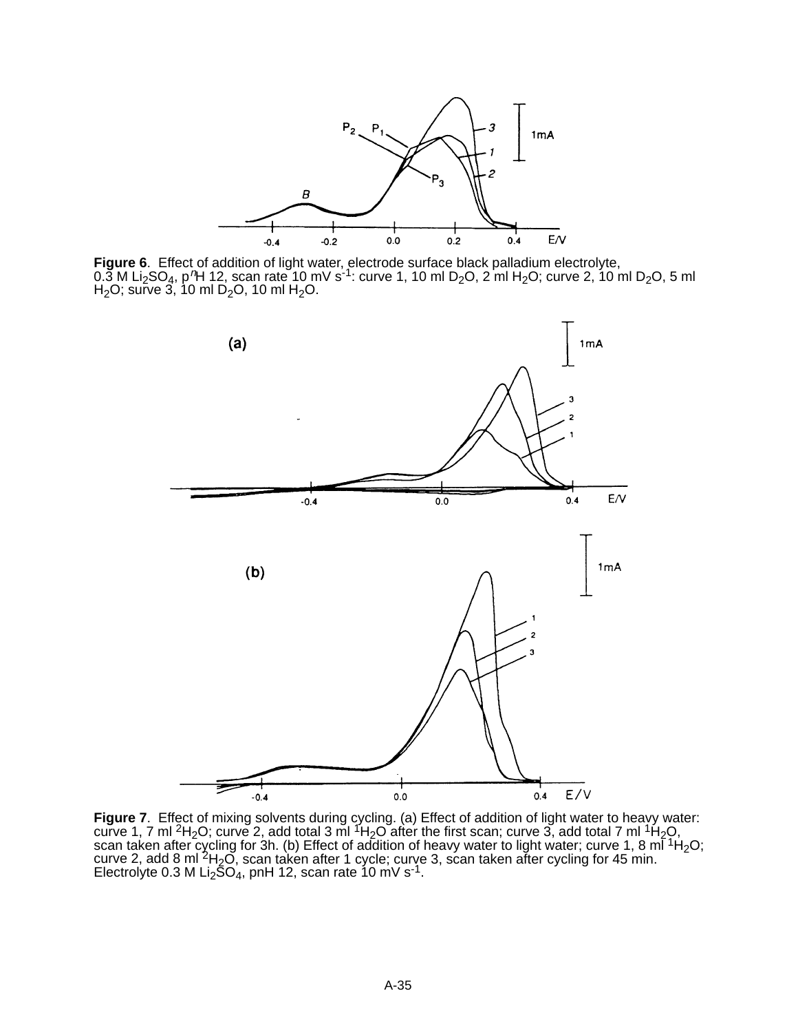**Figure 6**. Effect of addition of light water, electrode surface black palladium electrolyte, 0.3 M $Li_2SO_4$, $p^nH$ 12, scan rate 10 mV $s^{-1}$: curve 1, 10 ml $D_2O$, 2 ml $H_2O$; curve 2, 10 ml $D_2O$, 5 ml $H_2O$; surve 3, 10 ml $D_2O$, 10 ml $H_2O$.

**Figure 7**. Effect of mixing solvents during cycling. (a) Effect of addition of light water to heavy water: curve 1, 7 ml $^2H_2O$; curve 2, add total 3 ml $^1H_2O$ after the first scan; curve 3, add total 7 ml $^1H_2O$, scan taken after cycling for 3h. (b) Effect of addition of heavy water to light water; curve 1, 8 ml $^1H_2O$; curve 2, add 8 ml $^2H_2O$, scan taken after 1 cycle; curve 3, scan taken after cycling for 45 min. Electrolyte 0.3 M $Li_2SO_4$, pnH 12, scan rate 10 mV $s^{-1}$.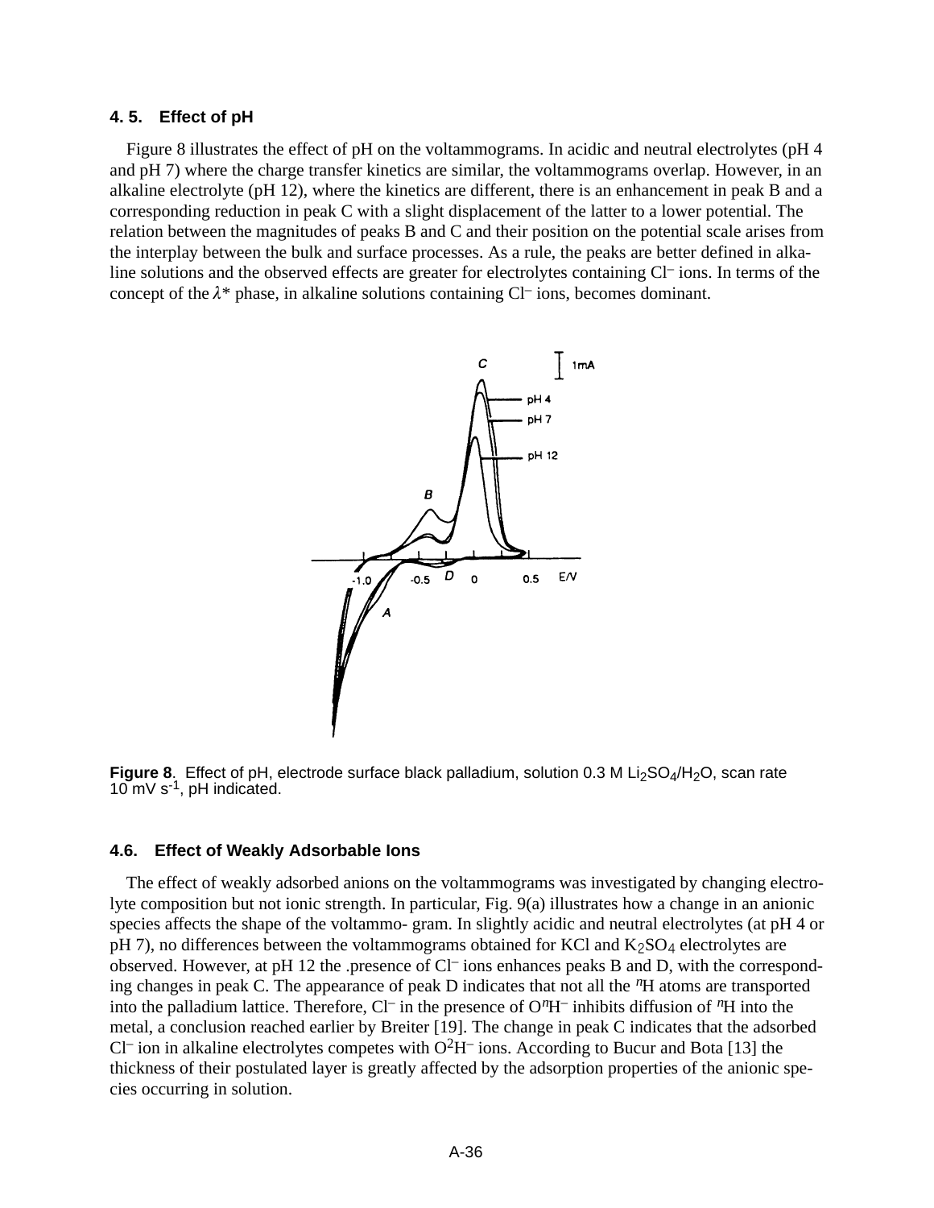### 4. 5. Effect of pH

Figure 8 illustrates the effect of pH on the voltammograms. In acidic and neutral electrolytes (pH 4 and pH 7) where the charge transfer kinetics are similar, the voltammograms overlap. However, in an alkaline electrolyte (pH 12), where the kinetics are different, there is an enhancement in peak B and a corresponding reduction in peak C with a slight displacement of the latter to a lower potential. The relation between the magnitudes of peaks B and C and their position on the potential scale arises from the interplay between the bulk and surface processes. As a rule, the peaks are better defined in alkaline solutions and the observed effects are greater for electrolytes containing $Cl^-$ ions. In terms of the concept of the $\lambda$* phase, in alkaline solutions containing $Cl^-$ ions, becomes dominant.

**Figure 8**. Effect of pH, electrode surface black palladium, solution 0.3 M $Li_2SO_4/H_2O$, scan rate 10 mV $s^{-1}$, pH indicated.

### 4.6. Effect of Weakly Adsorbable Ions

The effect of weakly adsorbed anions on the voltammograms was investigated by changing electrolyte composition but not ionic strength. In particular, Fig. 9(a) illustrates how a change in an anionic species affects the shape of the voltammo- gram. In slightly acidic and neutral electrolytes (at pH 4 or pH 7), no differences between the voltammograms obtained for KCl and $K_2SO_4$ electrolytes are observed. However, at pH 12 the .presence of $Cl^-$ ions enhances peaks B and D, with the corresponding changes in peak C. The appearance of peak D indicates that not all the $^n$H atoms are transported into the palladium lattice. Therefore, $Cl^-$ in the presence of $O^nH^-$ inhibits diffusion of $^n$H into the metal, a conclusion reached earlier by Breiter [19]. The change in peak C indicates that the adsorbed $Cl^-$ ion in alkaline electrolytes competes with $O^2H^-$ ions. According to Bucur and Bota [13] the thickness of their postulated layer is greatly affected by the adsorption properties of the anionic species occurring in solution.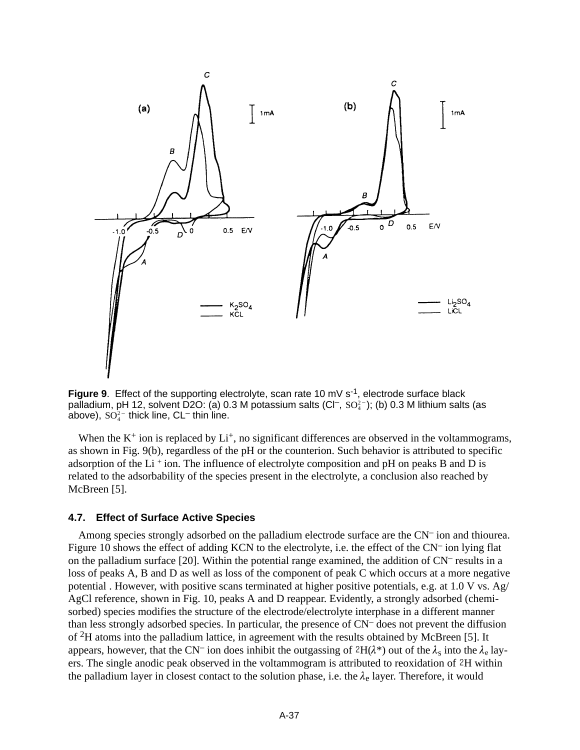**Figure 9**. Effect of the supporting electrolyte, scan rate 10 mV $s^{-1}$, electrode surface black palladium, pH 12, solvent D2O: (a) 0.3 M potassium salts ($Cl^-$, $SO_4^{2-}$); (b) 0.3 M lithium salts (as above), $SO_4^{2-}$ thick line, $CL^-$ thin line.

When the $K^+$ ion is replaced by $Li^+$, no significant differences are observed in the voltammograms, as shown in Fig. 9(b), regardless of the pH or the counterion. Such behavior is attributed to specific adsorption of the $Li^+$ ion. The influence of electrolyte composition and pH on peaks B and D is related to the adsorbability of the species present in the electrolyte, a conclusion also reached by McBreen [5].

### 4.7. Effect of Surface Active Species

Among species strongly adsorbed on the palladium electrode surface are the $CN^-$ ion and thiourea. Figure 10 shows the effect of adding KCN to the electrolyte, i.e. the effect of the $CN^-$ ion lying flat on the palladium surface [20]. Within the potential range examined, the addition of $CN^-$ results in a loss of peaks A, B and D as well as loss of the component of peak C which occurs at a more negative potential . However, with positive scans terminated at higher positive potentials, e.g. at 1.0 V vs. Ag/AgCl reference, shown in Fig. 10, peaks A and D reappear. Evidently, a strongly adsorbed (chemisorbed) species modifies the structure of the electrode/electrolyte interphase in a different manner than less strongly adsorbed species. In particular, the presence of $CN^-$ does not prevent the diffusion of $^2H$ atoms into the palladium lattice, in agreement with the results obtained by McBreen [5]. It appears, however, that the $CN^-$ ion does inhibit the outgassing of $^2H(\lambda^*)$ out of the $\lambda_s$ into the $\lambda_e$ layers. The single anodic peak observed in the voltammogram is attributed to reoxidation of $^2H$ within the palladium layer in closest contact to the solution phase, i.e. the $\lambda_e$ layer. Therefore, it would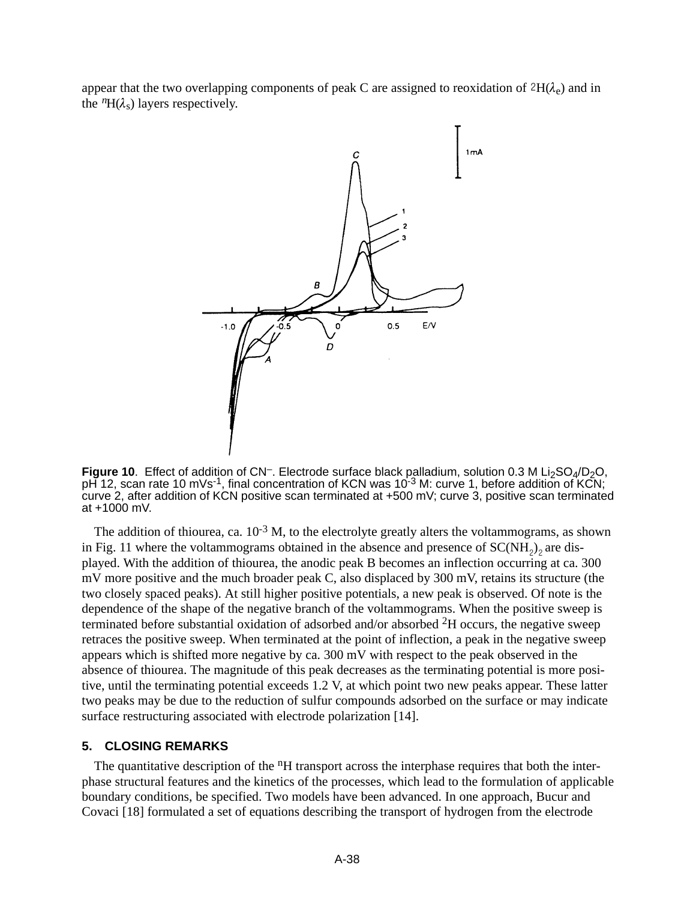appear that the two overlapping components of peak C are assigned to reoxidation of $^{2}H(\lambda_e)$ and in the $^{n}H(\lambda_s)$ layers respectively.

**Figure 10**. Effect of addition of $CN^{-}$. Electrode surface black palladium, solution 0.3 M $Li_2SO_4/D_2O$, pH 12, scan rate 10 $mVs^{-1}$, final concentration of KCN was $10^{-3}$ M: curve 1, before addition of KCN; curve 2, after addition of KCN positive scan terminated at +500 mV; curve 3, positive scan terminated at +1000 mV.

The addition of thiourea, ca. $10^{-3}$ M, to the electrolyte greatly alters the voltammograms, as shown in Fig. 11 where the voltammograms obtained in the absence and presence of $SC(NH_2)_2$ are displayed. With the addition of thiourea, the anodic peak B becomes an inflection occurring at ca. 300 mV more positive and the much broader peak C, also displaced by 300 mV, retains its structure (the two closely spaced peaks). At still higher positive potentials, a new peak is observed. Of note is the dependence of the shape of the negative branch of the voltammograms. When the positive sweep is terminated before substantial oxidation of adsorbed and/or absorbed $^{2}H$ occurs, the negative sweep retraces the positive sweep. When terminated at the point of inflection, a peak in the negative sweep appears which is shifted more negative by ca. 300 mV with respect to the peak observed in the absence of thiourea. The magnitude of this peak decreases as the terminating potential is more positive, until the terminating potential exceeds 1.2 V, at which point two new peaks appear. These latter two peaks may be due to the reduction of sulfur compounds adsorbed on the surface or may indicate surface restructuring associated with electrode polarization [14].

## 5. CLOSING REMARKS

The quantitative description of the $^{n}H$ transport across the interphase requires that both the interphase structural features and the kinetics of the processes, which lead to the formulation of applicable boundary conditions, be specified. Two models have been advanced. In one approach, Bucur and Covaci [18] formulated a set of equations describing the transport of hydrogen from the electrode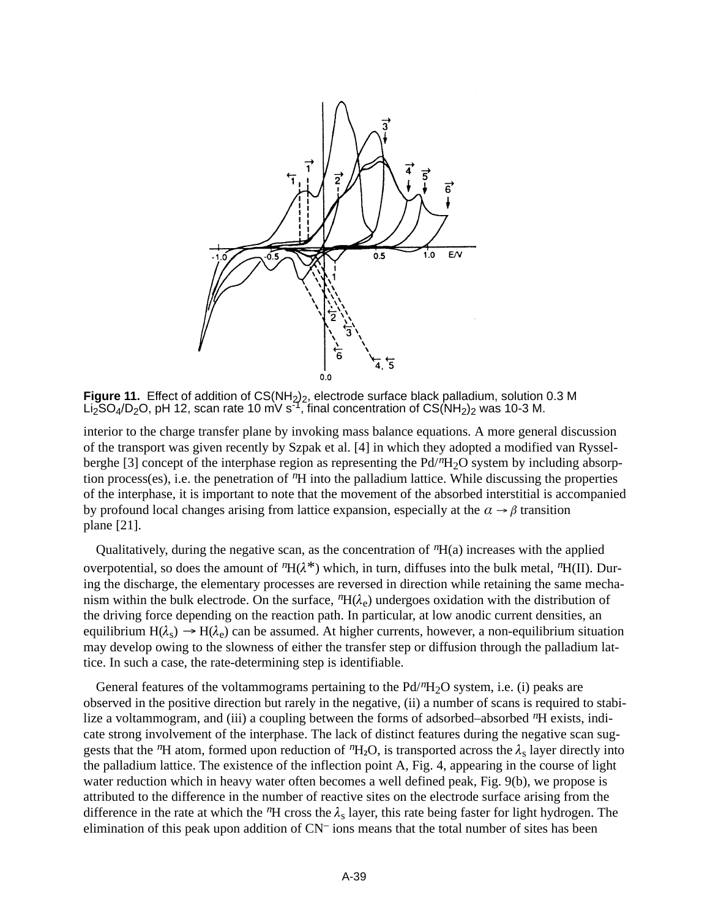**Figure 11.** Effect of addition of $CS(NH_2)_2$, electrode surface black palladium, solution 0.3 M $Li_2SO_4/D_2O$, pH 12, scan rate 10 mV $s^{-1}$, final concentration of $CS(NH_2)_2$ was 10-3 M.

interior to the charge transfer plane by invoking mass balance equations. A more general discussion of the transport was given recently by Szpak et al. [4] in which they adopted a modified van Rysselberghe [3] concept of the interphase region as representing the $Pd/^{n}H_2O$ system by including absorption process(es), i.e. the penetration of $^{n}H$ into the palladium lattice. While discussing the properties of the interphase, it is important to note that the movement of the absorbed interstitial is accompanied by profound local changes arising from lattice expansion, especially at the $\alpha \rightarrow \beta$ transition plane [21].

Qualitatively, during the negative scan, as the concentration of $^{n}H(a)$ increases with the applied overpotential, so does the amount of $^{n}H(\lambda^{*})$ which, in turn, diffuses into the bulk metal, $^{n}H(II)$. During the discharge, the elementary processes are reversed in direction while retaining the same mechanism within the bulk electrode. On the surface, $^{n}H(\lambda_e)$ undergoes oxidation with the distribution of the driving force depending on the reaction path. In particular, at low anodic current densities, an equilibrium $H(\lambda_s) \rightarrow H(\lambda_e)$ can be assumed. At higher currents, however, a non-equilibrium situation may develop owing to the slowness of either the transfer step or diffusion through the palladium lattice. In such a case, the rate-determining step is identifiable.

General features of the voltammograms pertaining to the $Pd/^{n}H_2O$ system, i.e. (i) peaks are observed in the positive direction but rarely in the negative, (ii) a number of scans is required to stabilize a voltammogram, and (iii) a coupling between the forms of adsorbed–absorbed $^{n}H$ exists, indicate strong involvement of the interphase. The lack of distinct features during the negative scan suggests that the $^{n}H$ atom, formed upon reduction of $^{n}H_2O$, is transported across the $\lambda_s$ layer directly into the palladium lattice. The existence of the inflection point A, Fig. 4, appearing in the course of light water reduction which in heavy water often becomes a well defined peak, Fig. 9(b), we propose is attributed to the difference in the number of reactive sites on the electrode surface arising from the difference in the rate at which the $^{n}H$ cross the $\lambda_s$ layer, this rate being faster for light hydrogen. The elimination of this peak upon addition of $CN^{-}$ ions means that the total number of sites has been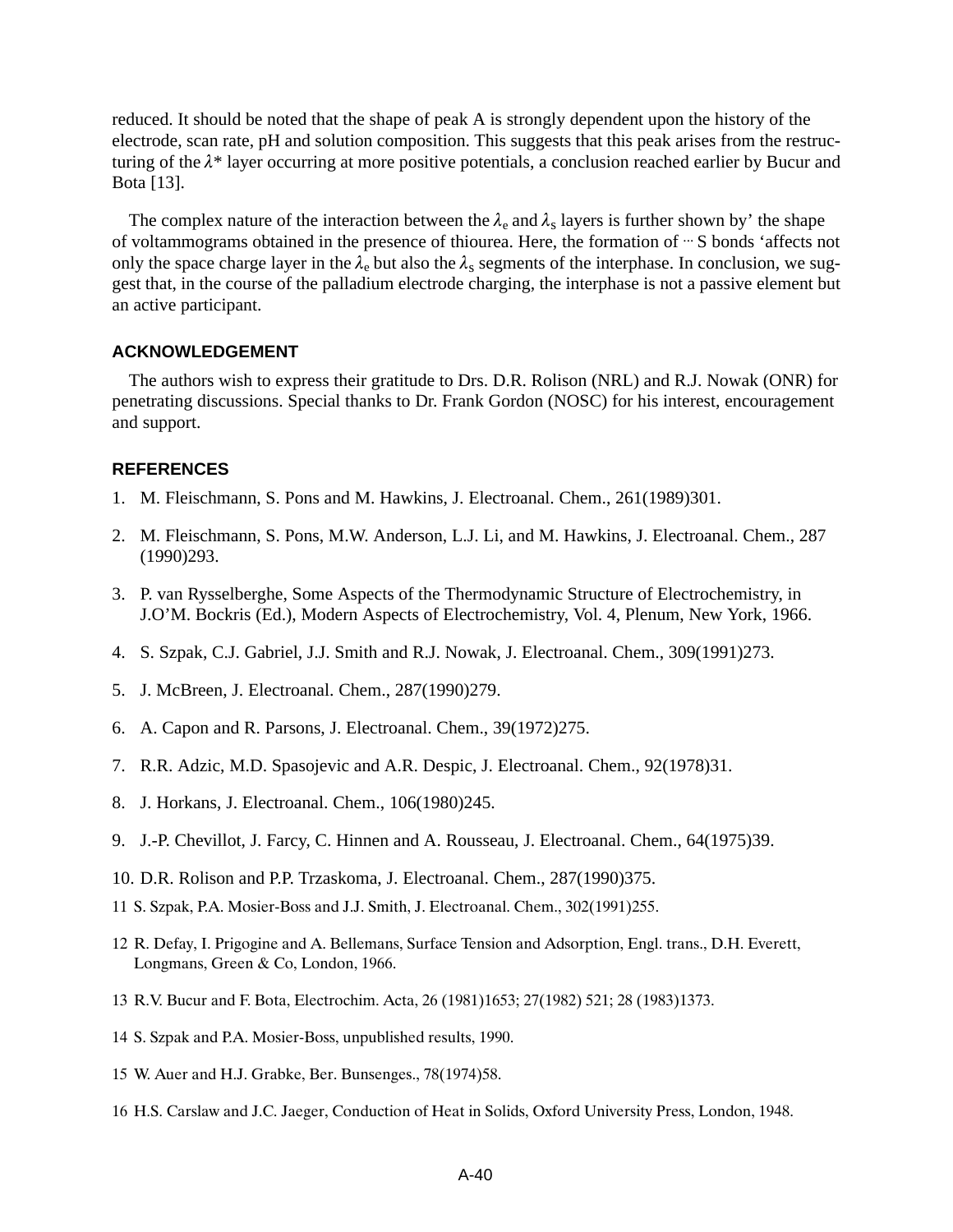reduced. It should be noted that the shape of peak A is strongly dependent upon the history of the electrode, scan rate, pH and solution composition. This suggests that this peak arises from the restructuring of the $\lambda^*$ layer occurring at more positive potentials, a conclusion reached earlier by Bucur and Bota [13].

The complex nature of the interaction between the $\lambda_e$ and $\lambda_s$ layers is further shown by' the shape of voltammograms obtained in the presence of thiourea. Here, the formation of ··· S bonds 'affects not only the space charge layer in the $\lambda_e$ but also the $\lambda_s$ segments of the interphase. In conclusion, we suggest that, in the course of the palladium electrode charging, the interphase is not a passive element but an active participant.

## ACKNOWLEDGEMENT

The authors wish to express their gratitude to Drs. D.R. Rolison (NRL) and R.J. Nowak (ONR) for penetrating discussions. Special thanks to Dr. Frank Gordon (NOSC) for his interest, encouragement and support.

## REFERENCES

1. M. Fleischmann, S. Pons and M. Hawkins, J. Electroanal. Chem., 261(1989)301.
2. M. Fleischmann, S. Pons, M.W. Anderson, L.J. Li, and M. Hawkins, J. Electroanal. Chem., 287 (1990)293.
3. P. van Rysselberghe, Some Aspects of the Thermodynamic Structure of Electrochemistry, in J.O'M. Bockris (Ed.), Modern Aspects of Electrochemistry, Vol. 4, Plenum, New York, 1966.
4. S. Szpak, C.J. Gabriel, J.J. Smith and R.J. Nowak, J. Electroanal. Chem., 309(1991)273.
5. J. McBreen, J. Electroanal. Chem., 287(1990)279.
6. A. Capon and R. Parsons, J. Electroanal. Chem., 39(1972)275.
7. R.R. Adzic, M.D. Spasojevic and A.R. Despic, J. Electroanal. Chem., 92(1978)31.
8. J. Horkans, J. Electroanal. Chem., 106(1980)245.
9. J.-P. Chevillot, J. Farcy, C. Hinnen and A. Rousseau, J. Electroanal. Chem., 64(1975)39.
10. D.R. Rolison and P.P. Trzaskoma, J. Electroanal. Chem., 287(1990)375.
11. S. Szpak, P.A. Mosier-Boss and J.J. Smith, J. Electroanal. Chem., 302(1991)255.
12. R. Defay, I. Prigogine and A. Bellemans, Surface Tension and Adsorption, Engl. trans., D.H. Everett, Longmans, Green & Co, London, 1966.
13. R.V. Bucur and F. Bota, Electrochim. Acta, 26 (1981)1653; 27(1982) 521; 28 (1983)1373.
14. S. Szpak and P.A. Mosier-Boss, unpublished results, 1990.
15. W. Auer and H.J. Grabke, Ber. Bunsenges., 78(1974)58.
16. H.S. Carslaw and J.C. Jaeger, Conduction of Heat in Solids, Oxford University Press, London, 1948.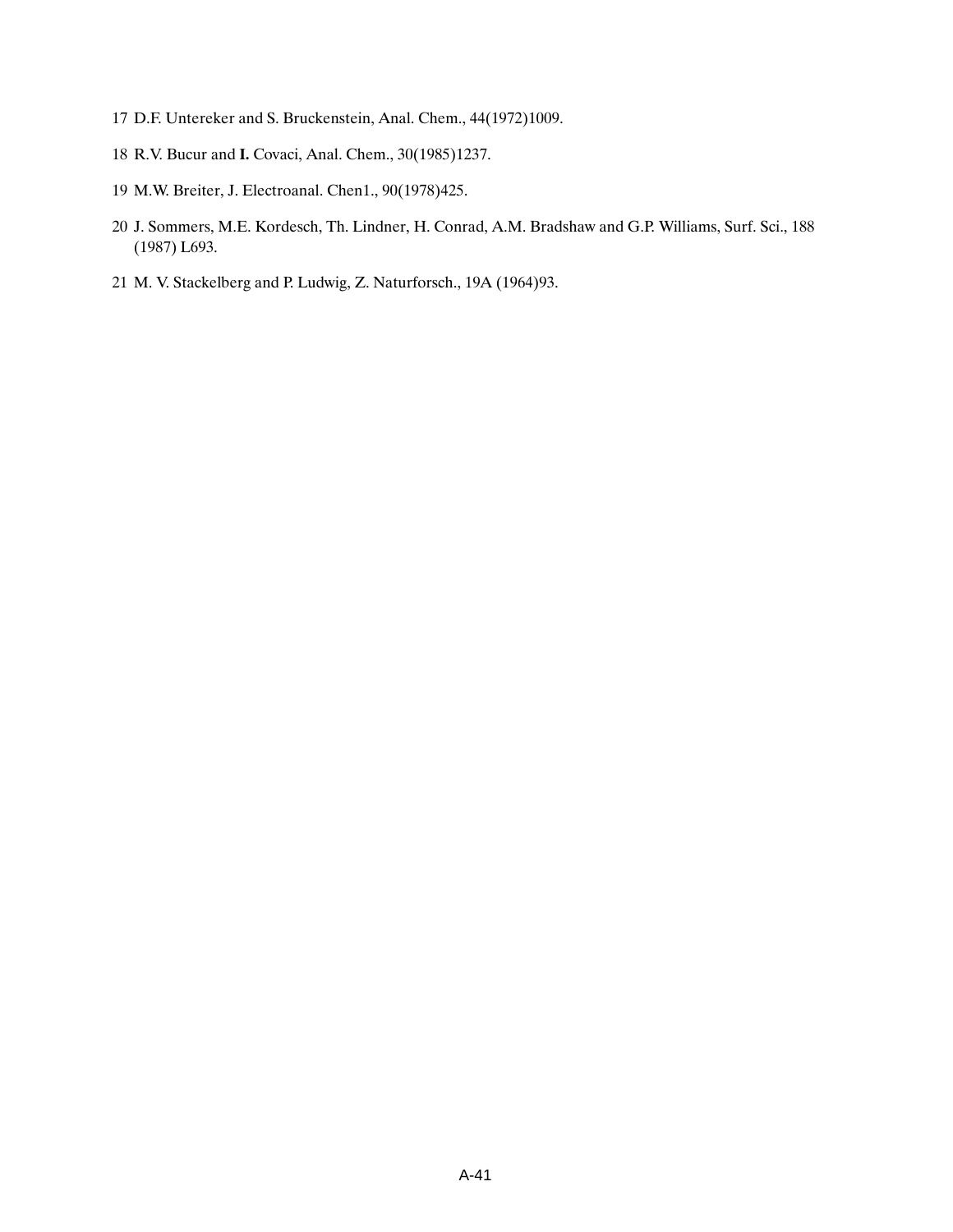17 D.F. Untereker and S. Bruckenstein, Anal. Chem., 44(1972)1009.

18 R.V. Bucur and **I.** Covaci, Anal. Chem., 30(1985)1237.

19 M.W. Breiter, J. Electroanal. Chen1., 90(1978)425.

20 J. Sommers, M.E. Kordesch, Th. Lindner, H. Conrad, A.M. Bradshaw and G.P. Williams, Surf. Sci., 188 (1987) L693.

21 M. V. Stackelberg and P. Ludwig, Z. Naturforsch., 19A (1964)93.